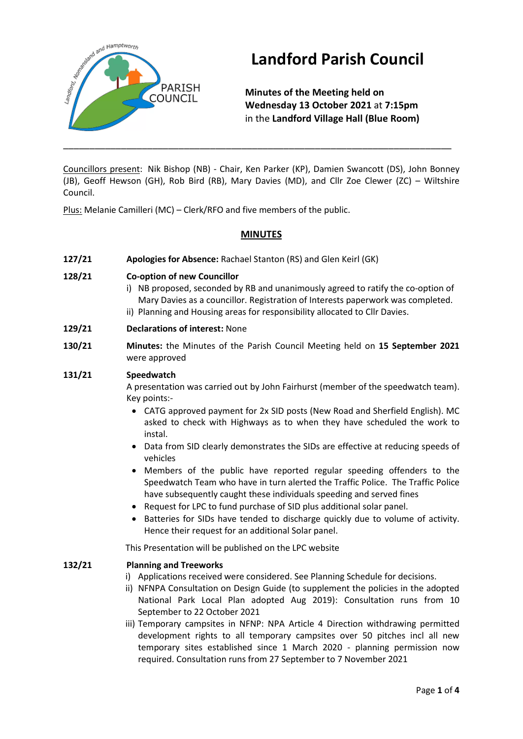# Landford Parish Council

**Minutes of the Meeting held on**
**Wednesday 13 October 2021** at **7:15pm**
in the **Landford Village Hall (Blue Room)**

---

Councillors present: Nik Bishop (NB) - Chair, Ken Parker (KP), Damien Swancott (DS), John Bonney (JB), Geoff Hewson (GH), Rob Bird (RB), Mary Davies (MD), and Cllr Zoe Clewer (ZC) – Wiltshire Council.

Plus: Melanie Camilleri (MC) – Clerk/RFO and five members of the public.

## MINUTES

**127/21** **Apologies for Absence:** Rachael Stanton (RS) and Glen Keirl (GK)

**128/21** **Co-option of new Councillor**

i) NB proposed, seconded by RB and unanimously agreed to ratify the co-option of Mary Davies as a councillor. Registration of Interests paperwork was completed.

ii) Planning and Housing areas for responsibility allocated to Cllr Davies.

**129/21** **Declarations of interest:** None

**130/21** **Minutes:** the Minutes of the Parish Council Meeting held on **15 September 2021** were approved

**131/21** **Speedwatch**

A presentation was carried out by John Fairhurst (member of the speedwatch team). Key points:-

- CATG approved payment for 2x SID posts (New Road and Sherfield English). MC asked to check with Highways as to when they have scheduled the work to instal.
- Data from SID clearly demonstrates the SIDs are effective at reducing speeds of vehicles
- Members of the public have reported regular speeding offenders to the Speedwatch Team who have in turn alerted the Traffic Police. The Traffic Police have subsequently caught these individuals speeding and served fines
- Request for LPC to fund purchase of SID plus additional solar panel.
- Batteries for SIDs have tended to discharge quickly due to volume of activity. Hence their request for an additional Solar panel.

This Presentation will be published on the LPC website

**132/21** **Planning and Treeworks**

i) Applications received were considered. See Planning Schedule for decisions.

ii) NFNPA Consultation on Design Guide (to supplement the policies in the adopted National Park Local Plan adopted Aug 2019): Consultation runs from 10 September to 22 October 2021

iii) Temporary campsites in NFNP: NPA Article 4 Direction withdrawing permitted development rights to all temporary campsites over 50 pitches incl all new temporary sites established since 1 March 2020 - planning permission now required. Consultation runs from 27 September to 7 November 2021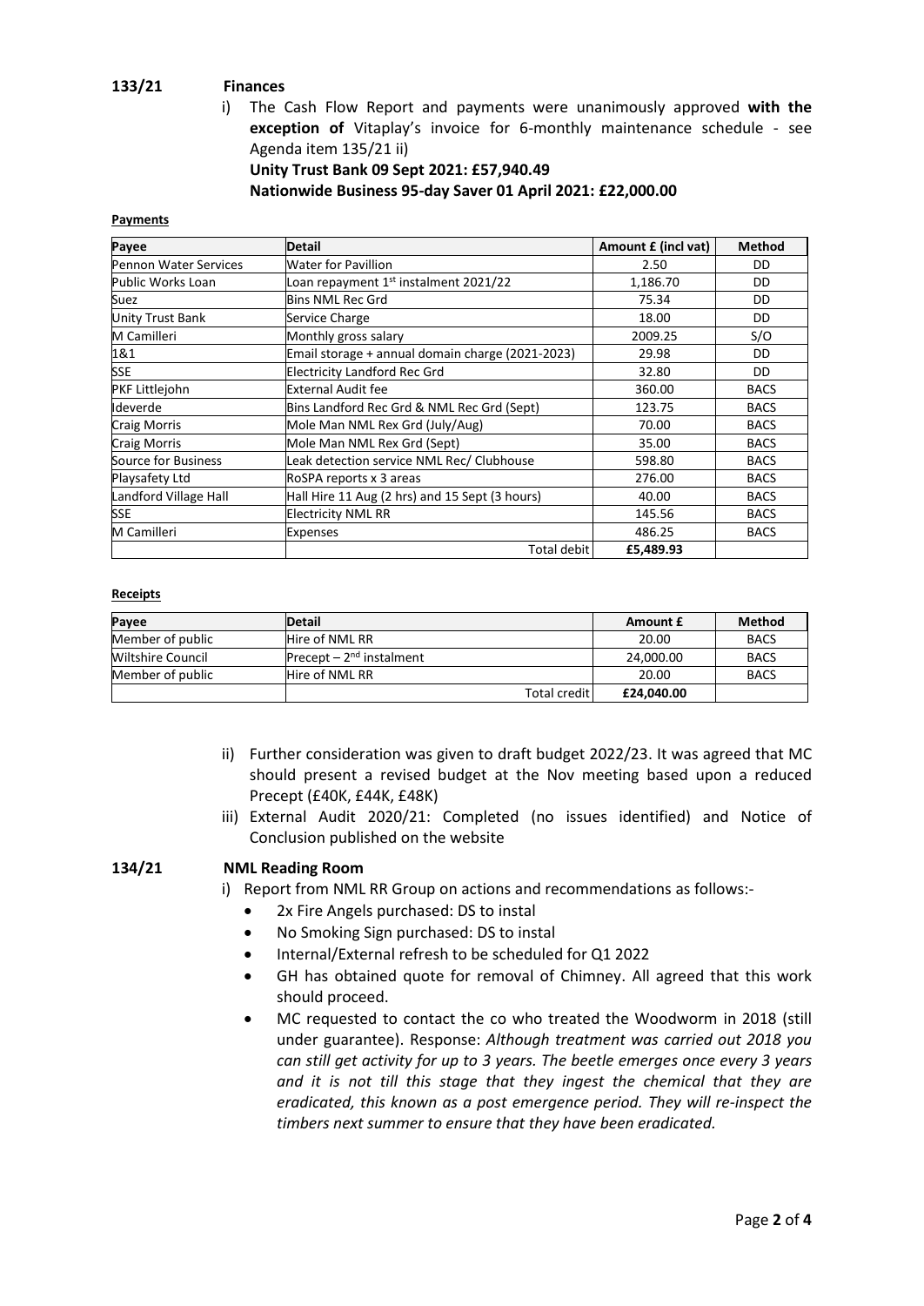## 133/21 Finances

i) The Cash Flow Report and payments were unanimously approved **with the exception of** Vitaplay's invoice for 6-monthly maintenance schedule - see Agenda item 135/21 ii)

**Unity Trust Bank 09 Sept 2021: £57,940.49**

**Nationwide Business 95-day Saver 01 April 2021: £22,000.00**

**Payments**

| Payee | Detail | Amount £ (incl vat) | Method |
|---|---|---|---|
| Pennon Water Services | Water for Pavillion | 2.50 | DD |
| Public Works Loan | Loan repayment 1st instalment 2021/22 | 1,186.70 | DD |
| Suez | Bins NML Rec Grd | 75.34 | DD |
| Unity Trust Bank | Service Charge | 18.00 | DD |
| M Camilleri | Monthly gross salary | 2009.25 | S/O |
| 1&1 | Email storage + annual domain charge (2021-2023) | 29.98 | DD |
| SSE | Electricity Landford Rec Grd | 32.80 | DD |
| PKF Littlejohn | External Audit fee | 360.00 | BACS |
| Ideverde | Bins Landford Rec Grd & NML Rec Grd (Sept) | 123.75 | BACS |
| Craig Morris | Mole Man NML Rex Grd (July/Aug) | 70.00 | BACS |
| Craig Morris | Mole Man NML Rex Grd (Sept) | 35.00 | BACS |
| Source for Business | Leak detection service NML Rec/ Clubhouse | 598.80 | BACS |
| Playsafety Ltd | RoSPA reports x 3 areas | 276.00 | BACS |
| Landford Village Hall | Hall Hire 11 Aug (2 hrs) and 15 Sept (3 hours) | 40.00 | BACS |
| SSE | Electricity NML RR | 145.56 | BACS |
| M Camilleri | Expenses | 486.25 | BACS |
| | Total debit | **£5,489.93** | |

**Receipts**

| Payee | Detail | Amount £ | Method |
|---|---|---|---|
| Member of public | Hire of NML RR | 20.00 | BACS |
| Wiltshire Council | Precept – 2nd instalment | 24,000.00 | BACS |
| Member of public | Hire of NML RR | 20.00 | BACS |
| | Total credit | **£24,040.00** | |

ii) Further consideration was given to draft budget 2022/23. It was agreed that MC should present a revised budget at the Nov meeting based upon a reduced Precept (£40K, £44K, £48K)

iii) External Audit 2020/21: Completed (no issues identified) and Notice of Conclusion published on the website

## 134/21 NML Reading Room

i) Report from NML RR Group on actions and recommendations as follows:-

- 2x Fire Angels purchased: DS to instal
- No Smoking Sign purchased: DS to instal
- Internal/External refresh to be scheduled for Q1 2022
- GH has obtained quote for removal of Chimney. All agreed that this work should proceed.
- MC requested to contact the co who treated the Woodworm in 2018 (still under guarantee). Response: *Although treatment was carried out 2018 you can still get activity for up to 3 years. The beetle emerges once every 3 years and it is not till this stage that they ingest the chemical that they are eradicated, this known as a post emergence period. They will re-inspect the timbers next summer to ensure that they have been eradicated.*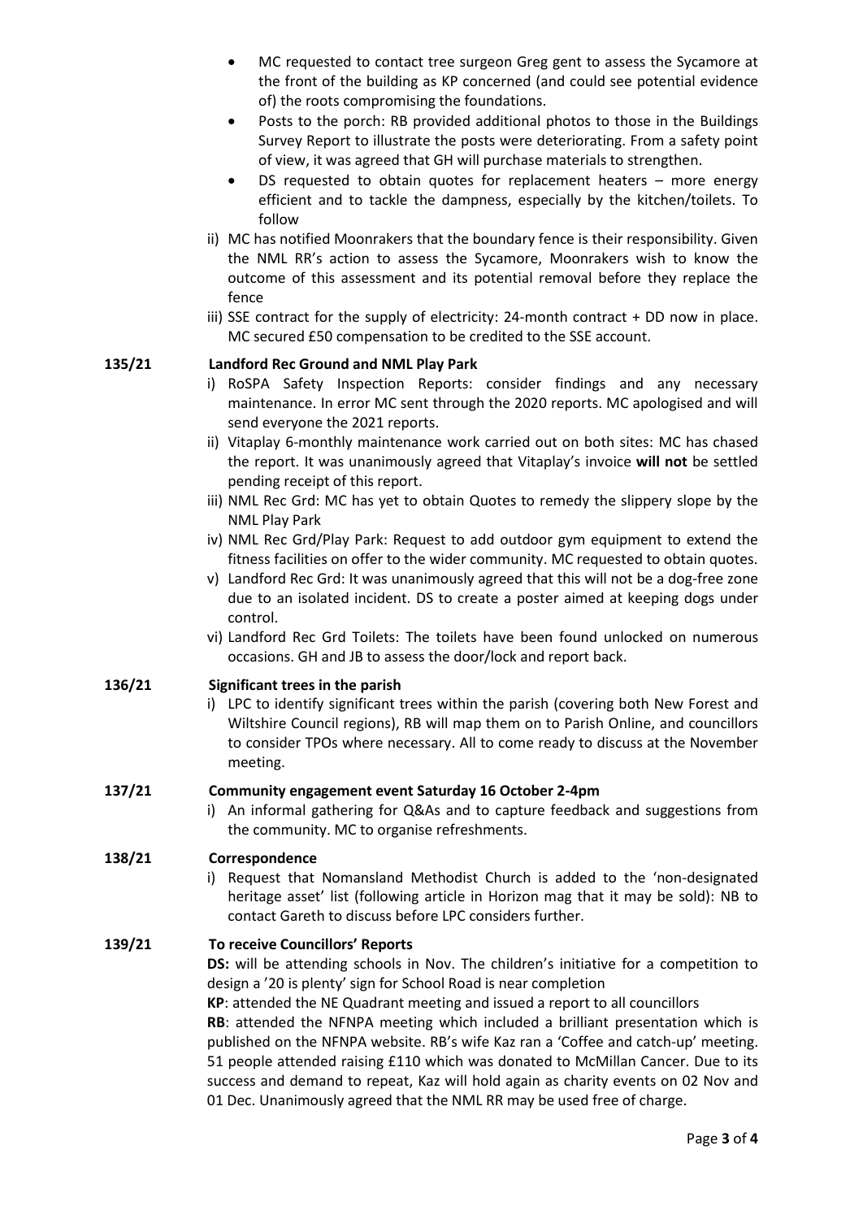- MC requested to contact tree surgeon Greg gent to assess the Sycamore at the front of the building as KP concerned (and could see potential evidence of) the roots compromising the foundations.
- Posts to the porch: RB provided additional photos to those in the Buildings Survey Report to illustrate the posts were deteriorating. From a safety point of view, it was agreed that GH will purchase materials to strengthen.
- DS requested to obtain quotes for replacement heaters – more energy efficient and to tackle the dampness, especially by the kitchen/toilets. To follow

ii) MC has notified Moonrakers that the boundary fence is their responsibility. Given the NML RR's action to assess the Sycamore, Moonrakers wish to know the outcome of this assessment and its potential removal before they replace the fence

iii) SSE contract for the supply of electricity: 24-month contract + DD now in place. MC secured £50 compensation to be credited to the SSE account.

**135/21 Landford Rec Ground and NML Play Park**

i) RoSPA Safety Inspection Reports: consider findings and any necessary maintenance. In error MC sent through the 2020 reports. MC apologised and will send everyone the 2021 reports.

ii) Vitaplay 6-monthly maintenance work carried out on both sites: MC has chased the report. It was unanimously agreed that Vitaplay's invoice **will not** be settled pending receipt of this report.

iii) NML Rec Grd: MC has yet to obtain Quotes to remedy the slippery slope by the NML Play Park

iv) NML Rec Grd/Play Park: Request to add outdoor gym equipment to extend the fitness facilities on offer to the wider community. MC requested to obtain quotes.

v) Landford Rec Grd: It was unanimously agreed that this will not be a dog-free zone due to an isolated incident. DS to create a poster aimed at keeping dogs under control.

vi) Landford Rec Grd Toilets: The toilets have been found unlocked on numerous occasions. GH and JB to assess the door/lock and report back.

**136/21 Significant trees in the parish**

i) LPC to identify significant trees within the parish (covering both New Forest and Wiltshire Council regions), RB will map them on to Parish Online, and councillors to consider TPOs where necessary. All to come ready to discuss at the November meeting.

**137/21 Community engagement event Saturday 16 October 2-4pm**

i) An informal gathering for Q&As and to capture feedback and suggestions from the community. MC to organise refreshments.

**138/21 Correspondence**

i) Request that Nomansland Methodist Church is added to the 'non-designated heritage asset' list (following article in Horizon mag that it may be sold): NB to contact Gareth to discuss before LPC considers further.

**139/21 To receive Councillors' Reports**

**DS:** will be attending schools in Nov. The children's initiative for a competition to design a '20 is plenty' sign for School Road is near completion

**KP**: attended the NE Quadrant meeting and issued a report to all councillors

**RB**: attended the NFNPA meeting which included a brilliant presentation which is published on the NFNPA website. RB's wife Kaz ran a 'Coffee and catch-up' meeting. 51 people attended raising £110 which was donated to McMillan Cancer. Due to its success and demand to repeat, Kaz will hold again as charity events on 02 Nov and 01 Dec. Unanimously agreed that the NML RR may be used free of charge.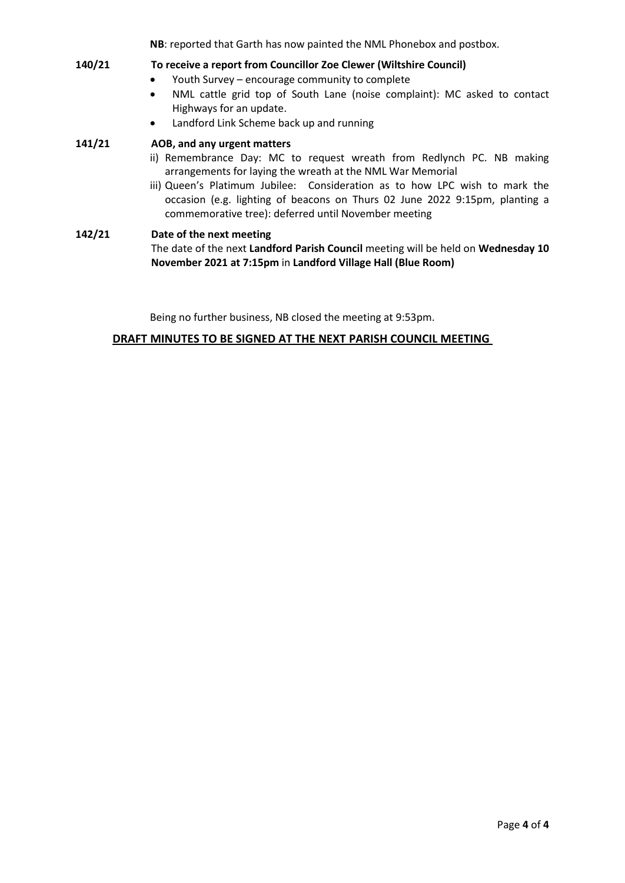**NB**: reported that Garth has now painted the NML Phonebox and postbox.

**140/21 To receive a report from Councillor Zoe Clewer (Wiltshire Council)**

- Youth Survey – encourage community to complete
- NML cattle grid top of South Lane (noise complaint): MC asked to contact Highways for an update.
- Landford Link Scheme back up and running

**141/21 AOB, and any urgent matters**

ii) Remembrance Day: MC to request wreath from Redlynch PC. NB making arrangements for laying the wreath at the NML War Memorial

iii) Queen's Platimum Jubilee: Consideration as to how LPC wish to mark the occasion (e.g. lighting of beacons on Thurs 02 June 2022 9:15pm, planting a commemorative tree): deferred until November meeting

**142/21 Date of the next meeting**

The date of the next **Landford Parish Council** meeting will be held on **Wednesday 10 November 2021 at 7:15pm** in **Landford Village Hall (Blue Room)**

Being no further business, NB closed the meeting at 9:53pm.

**DRAFT MINUTES TO BE SIGNED AT THE NEXT PARISH COUNCIL MEETING**